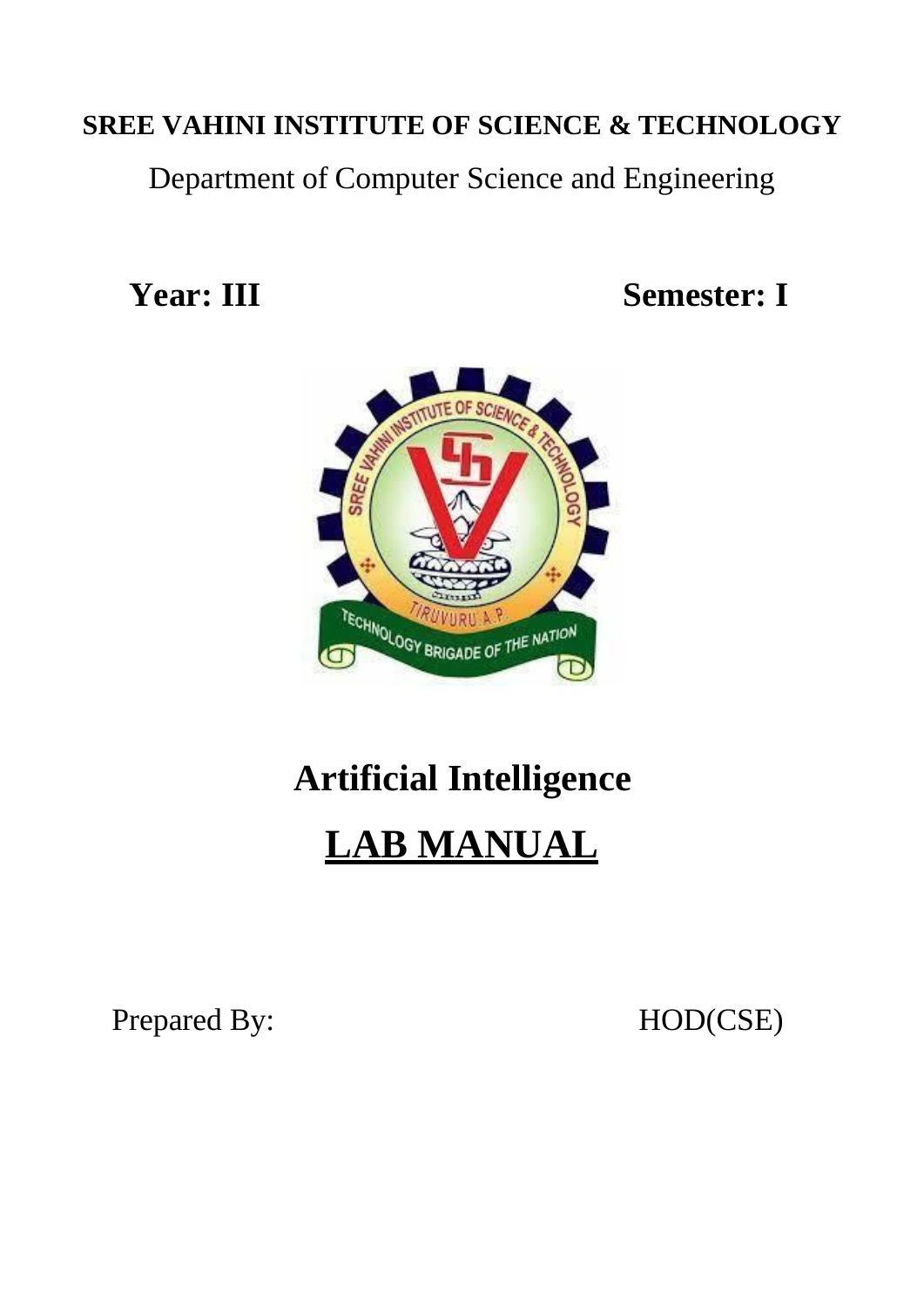**SREE VAHINI INSTITUTE OF SCIENCE & TECHNOLOGY**

Department of Computer Science and Engineering

**Year: III** **Semester: I**

# Artificial Intelligence

# <u>LAB MANUAL</u>

Prepared By: HOD(CSE)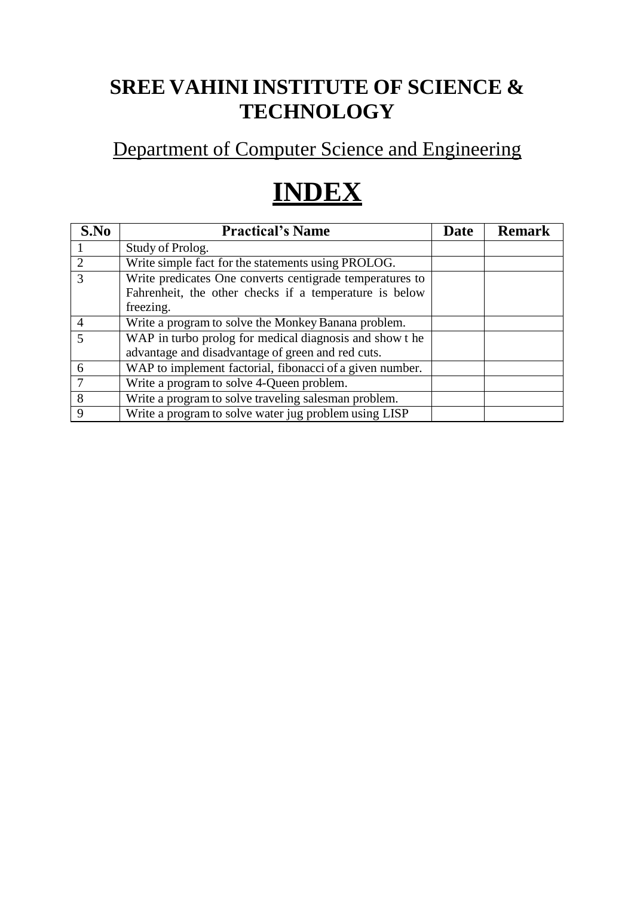# SREE VAHINI INSTITUTE OF SCIENCE & TECHNOLOGY

## Department of Computer Science and Engineering

# INDEX

| S.No | Practical's Name | Date | Remark |
|---|---|---|---|
| 1 | Study of Prolog. | | |
| 2 | Write simple fact for the statements using PROLOG. | | |
| 3 | Write predicates One converts centigrade temperatures to Fahrenheit, the other checks if a temperature is below freezing. | | |
| 4 | Write a program to solve the Monkey Banana problem. | | |
| 5 | WAP in turbo prolog for medical diagnosis and show t he advantage and disadvantage of green and red cuts. | | |
| 6 | WAP to implement factorial, fibonacci of a given number. | | |
| 7 | Write a program to solve 4-Queen problem. | | |
| 8 | Write a program to solve traveling salesman problem. | | |
| 9 | Write a program to solve water jug problem using LISP | | |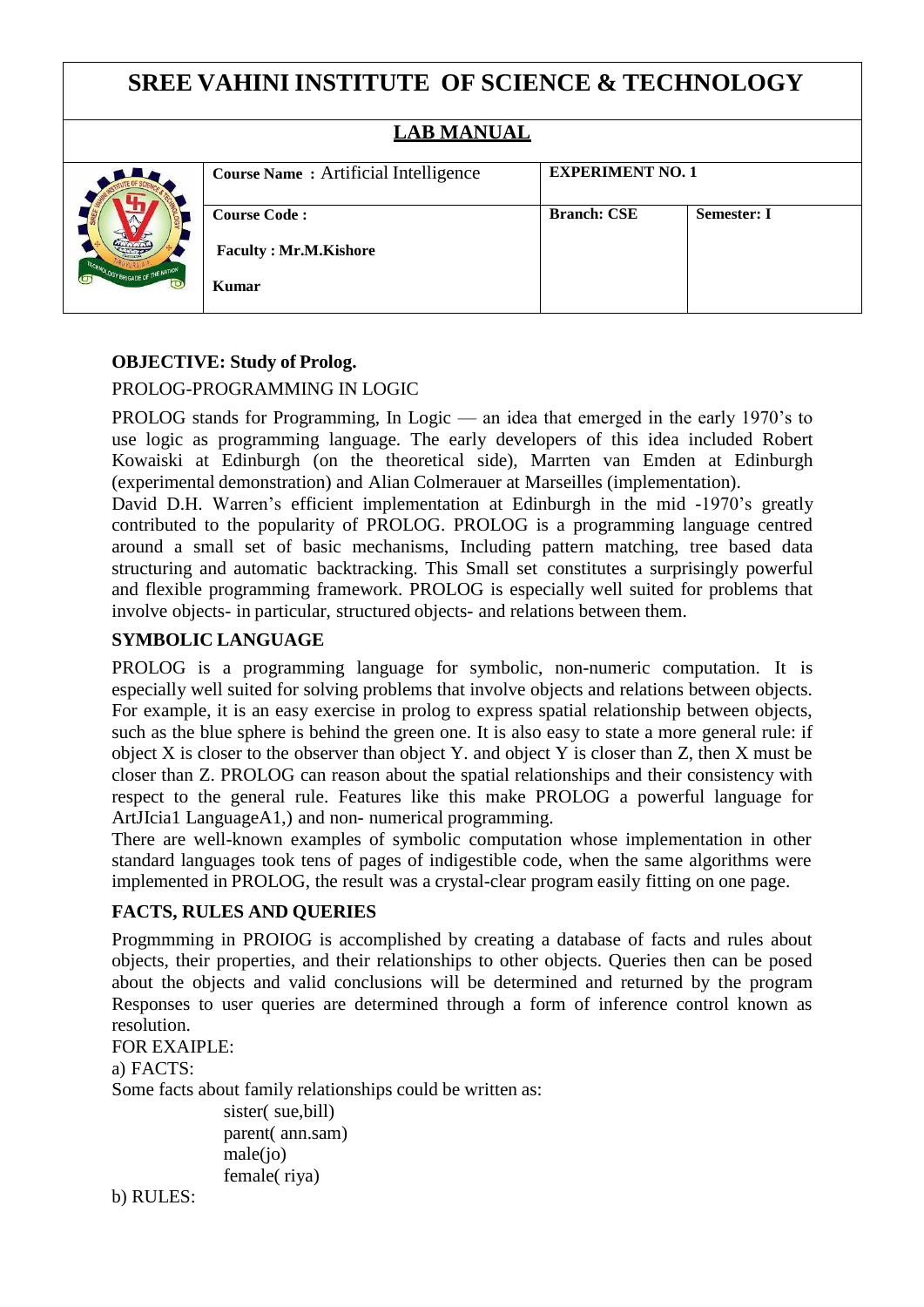# SREE VAHINI INSTITUTE OF SCIENCE & TECHNOLOGY

## LAB MANUAL

| | Course Name : Artificial Intelligence | EXPERIMENT NO. 1 | |
|---|---|---|---|
| | **Course Code :** <br> **Faculty : Mr.M.Kishore Kumar** | **Branch: CSE** | **Semester: I** |

**OBJECTIVE: Study of Prolog.**

PROLOG-PROGRAMMING IN LOGIC

PROLOG stands for Programming, In Logic — an idea that emerged in the early 1970's to use logic as programming language. The early developers of this idea included Robert Kowaiski at Edinburgh (on the theoretical side), Marrten van Emden at Edinburgh (experimental demonstration) and Alian Colmerauer at Marseilles (implementation).
David D.H. Warren's efficient implementation at Edinburgh in the mid -1970's greatly contributed to the popularity of PROLOG. PROLOG is a programming language centred around a small set of basic mechanisms, Including pattern matching, tree based data structuring and automatic backtracking. This Small set constitutes a surprisingly powerful and flexible programming framework. PROLOG is especially well suited for problems that involve objects- in particular, structured objects- and relations between them.

**SYMBOLIC LANGUAGE**

PROLOG is a programming language for symbolic, non-numeric computation. It is especially well suited for solving problems that involve objects and relations between objects. For example, it is an easy exercise in prolog to express spatial relationship between objects, such as the blue sphere is behind the green one. It is also easy to state a more general rule: if object X is closer to the observer than object Y. and object Y is closer than Z, then X must be closer than Z. PROLOG can reason about the spatial relationships and their consistency with respect to the general rule. Features like this make PROLOG a powerful language for ArtJIcia1 LanguageA1,) and non- numerical programming.
There are well-known examples of symbolic computation whose implementation in other standard languages took tens of pages of indigestible code, when the same algorithms were implemented in PROLOG, the result was a crystal-clear program easily fitting on one page.

**FACTS, RULES AND QUERIES**

Progmmming in PROIOG is accomplished by creating a database of facts and rules about objects, their properties, and their relationships to other objects. Queries then can be posed about the objects and valid conclusions will be determined and returned by the program Responses to user queries are determined through a form of inference control known as resolution.

FOR EXAIPLE:

a) FACTS:

Some facts about family relationships could be written as:

```
sister( sue,bill)
parent( ann.sam)
male(jo)
female( riya)
```

b) RULES: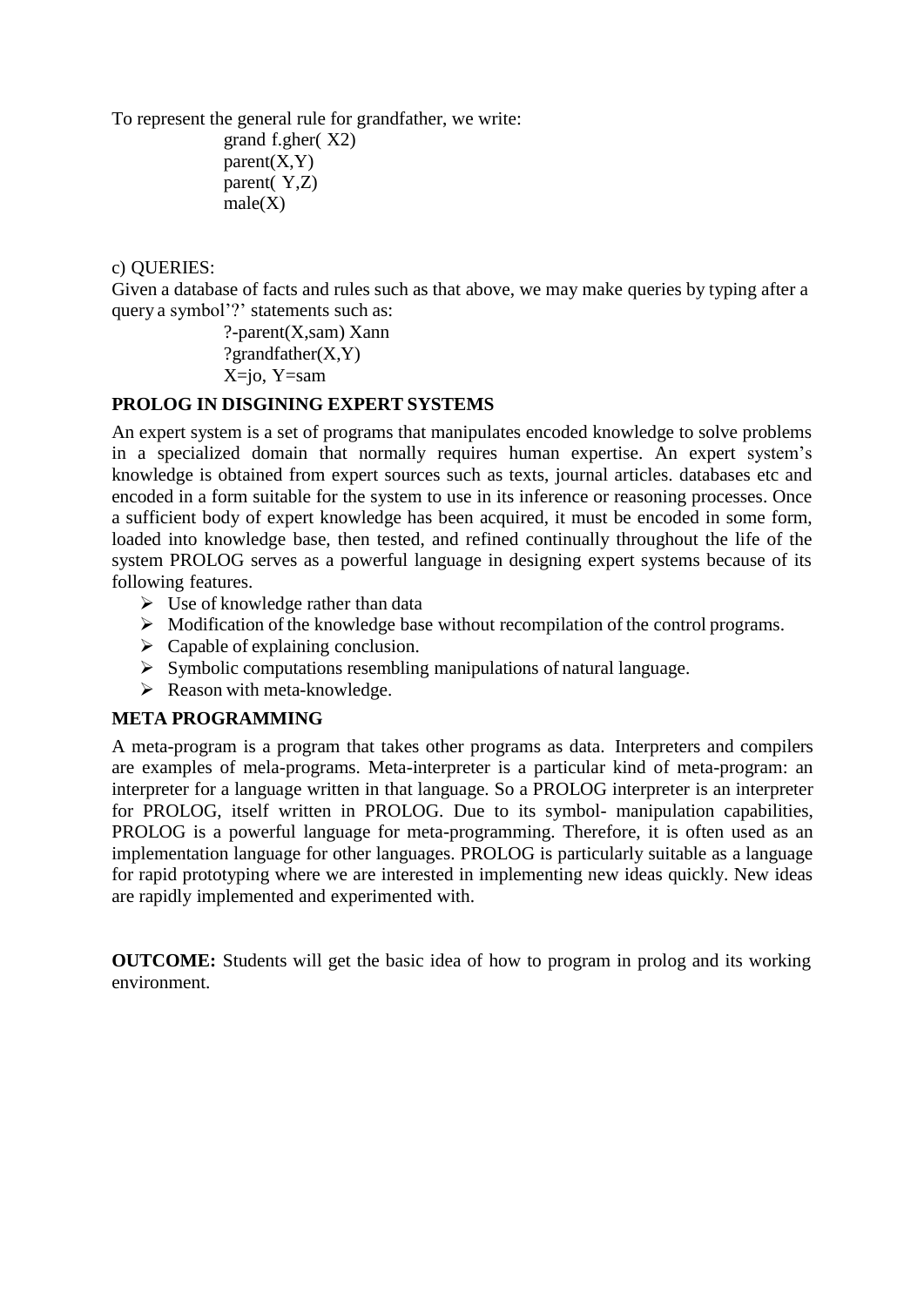To represent the general rule for grandfather, we write:

```
grand f.gher( X2)
parent(X,Y)
parent( Y,Z)
male(X)
```

c) QUERIES:

Given a database of facts and rules such as that above, we may make queries by typing after a query a symbol'?' statements such as:

```
?-parent(X,sam) Xann
?grandfather(X,Y)
X=jo, Y=sam
```

**PROLOG IN DISGINING EXPERT SYSTEMS**

An expert system is a set of programs that manipulates encoded knowledge to solve problems in a specialized domain that normally requires human expertise. An expert system's knowledge is obtained from expert sources such as texts, journal articles. databases etc and encoded in a form suitable for the system to use in its inference or reasoning processes. Once a sufficient body of expert knowledge has been acquired, it must be encoded in some form, loaded into knowledge base, then tested, and refined continually throughout the life of the system PROLOG serves as a powerful language in designing expert systems because of its following features.

- Use of knowledge rather than data
- Modification of the knowledge base without recompilation of the control programs.
- Capable of explaining conclusion.
- Symbolic computations resembling manipulations of natural language.
- Reason with meta-knowledge.

**META PROGRAMMING**

A meta-program is a program that takes other programs as data. Interpreters and compilers are examples of mela-programs. Meta-interpreter is a particular kind of meta-program: an interpreter for a language written in that language. So a PROLOG interpreter is an interpreter for PROLOG, itself written in PROLOG. Due to its symbol- manipulation capabilities, PROLOG is a powerful language for meta-programming. Therefore, it is often used as an implementation language for other languages. PROLOG is particularly suitable as a language for rapid prototyping where we are interested in implementing new ideas quickly. New ideas are rapidly implemented and experimented with.

**OUTCOME:** Students will get the basic idea of how to program in prolog and its working environment.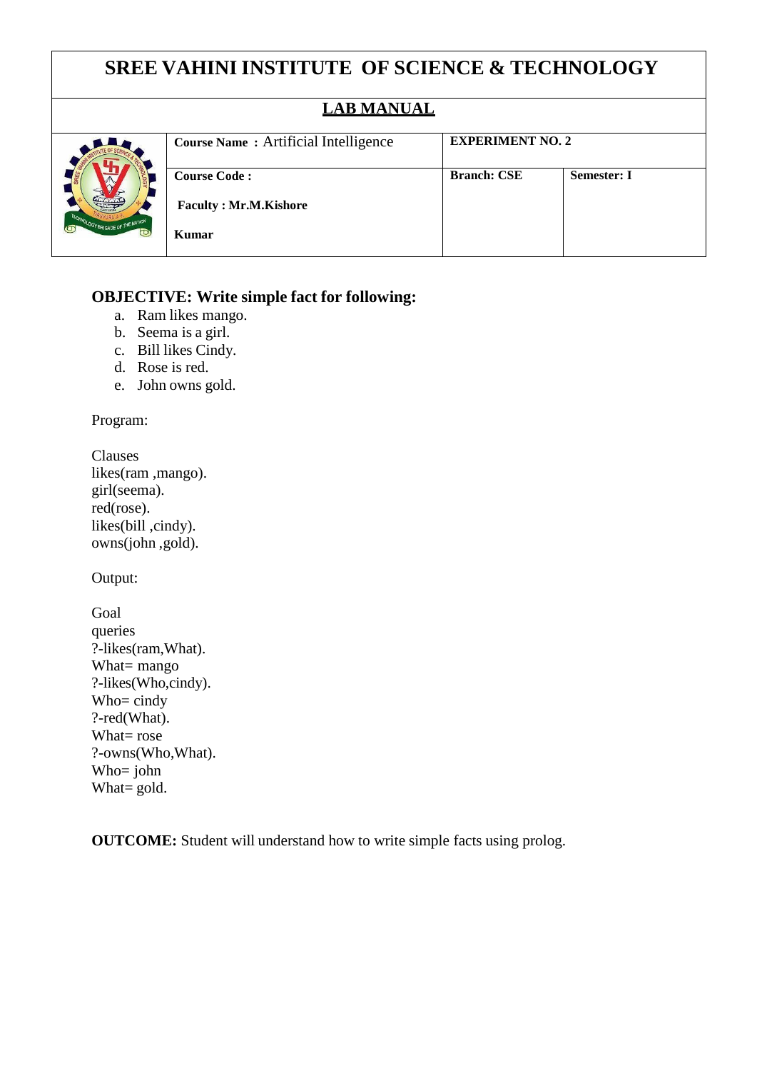# SREE VAHINI INSTITUTE OF SCIENCE & TECHNOLOGY

| LAB MANUAL | | | |
|---|---|---|---|
| | **Course Name :** Artificial Intelligence | **EXPERIMENT NO. 2** | |
| | **Course Code :** <br> **Faculty : Mr.M.Kishore Kumar** | **Branch: CSE** | **Semester: I** |

## OBJECTIVE: Write simple fact for following:

a. Ram likes mango.
b. Seema is a girl.
c. Bill likes Cindy.
d. Rose is red.
e. John owns gold.

Program:

```
Clauses
likes(ram ,mango).
girl(seema).
red(rose).
likes(bill ,cindy).
owns(john ,gold).
```

Output:

```
Goal
queries
?-likes(ram,What).
What= mango
?-likes(Who,cindy).
Who= cindy
?-red(What).
What= rose
?-owns(Who,What).
Who= john
What= gold.
```

**OUTCOME:** Student will understand how to write simple facts using prolog.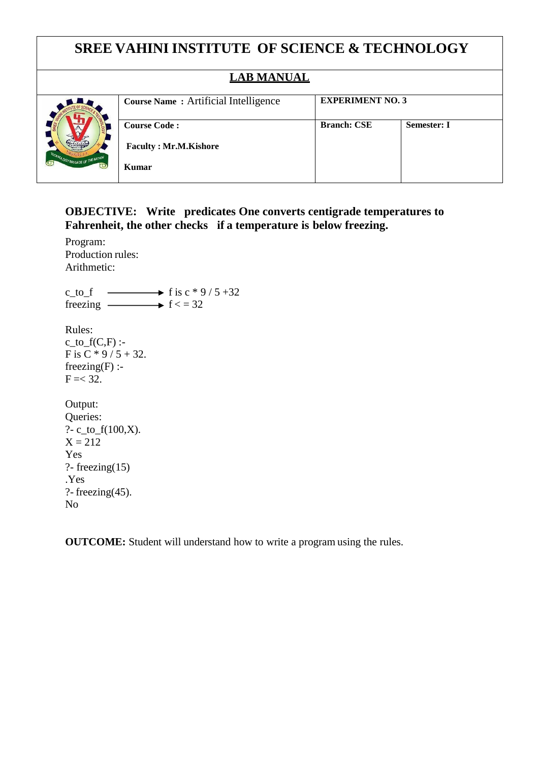# SREE VAHINI INSTITUTE OF SCIENCE & TECHNOLOGY

## LAB MANUAL

| | Course Name : Artificial Intelligence | EXPERIMENT NO. 3 | |
|---|---|---|---|
| | **Course Code :** <br> **Faculty : Mr.M.Kishore Kumar** | **Branch: CSE** | **Semester: I** |

**OBJECTIVE: Write predicates One converts centigrade temperatures to Fahrenheit, the other checks if a temperature is below freezing.**

Program:
Production rules:
Arithmetic:

c_to_f ⟶ f is c * 9 / 5 +32
freezing ⟶ f < = 32

Rules:

```
c_to_f(C,F) :-
F is C * 9 / 5 + 32.
freezing(F) :-
F =< 32.
```

Output:
Queries:

```
?- c_to_f(100,X).
X = 212
Yes
?- freezing(15)
.Yes
?- freezing(45).
No
```

**OUTCOME:** Student will understand how to write a program using the rules.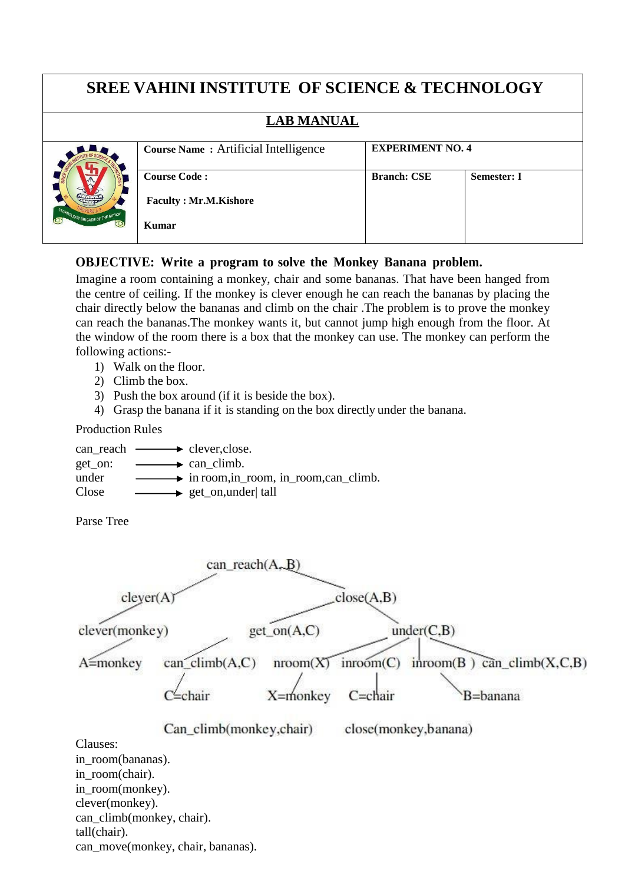# SREE VAHINI INSTITUTE OF SCIENCE & TECHNOLOGY

## LAB MANUAL

| | Course Name : Artificial Intelligence | EXPERIMENT NO. 4 | |
|---|---|---|---|
| | Course Code : <br> Faculty : Mr.M.Kishore Kumar | Branch: CSE | Semester: I |

**OBJECTIVE: Write a program to solve the Monkey Banana problem.**

Imagine a room containing a monkey, chair and some bananas. That have been hanged from the centre of ceiling. If the monkey is clever enough he can reach the bananas by placing the chair directly below the bananas and climb on the chair .The problem is to prove the monkey can reach the bananas.The monkey wants it, but cannot jump high enough from the floor. At the window of the room there is a box that the monkey can use. The monkey can perform the following actions:-

1) Walk on the floor.
2) Climb the box.
3) Push the box around (if it is beside the box).
4) Grasp the banana if it is standing on the box directly under the banana.

Production Rules

can_reach ⟶ clever,close.
get_on: ⟶ can_climb.
under ⟶ in room,in_room, in_room,can_climb.
Close ⟶ get_on,under| tall

Parse Tree

```
                        can_reach(A,B)
          clever(A)                          close(A,B)
clever(monkey)                   get_on(A,C)              under(C,B)
A=monkey      can_climb(A,C)   nroom(X)  inroom(C)  inroom(B )  can_climb(X,C,B)
              C=chair          X=monkey  C=chair                B=banana

              Can_climb(monkey,chair)      close(monkey,banana)
```

Clauses:
in_room(bananas).
in_room(chair).
in_room(monkey).
clever(monkey).
can_climb(monkey, chair).
tall(chair).
can_move(monkey, chair, bananas).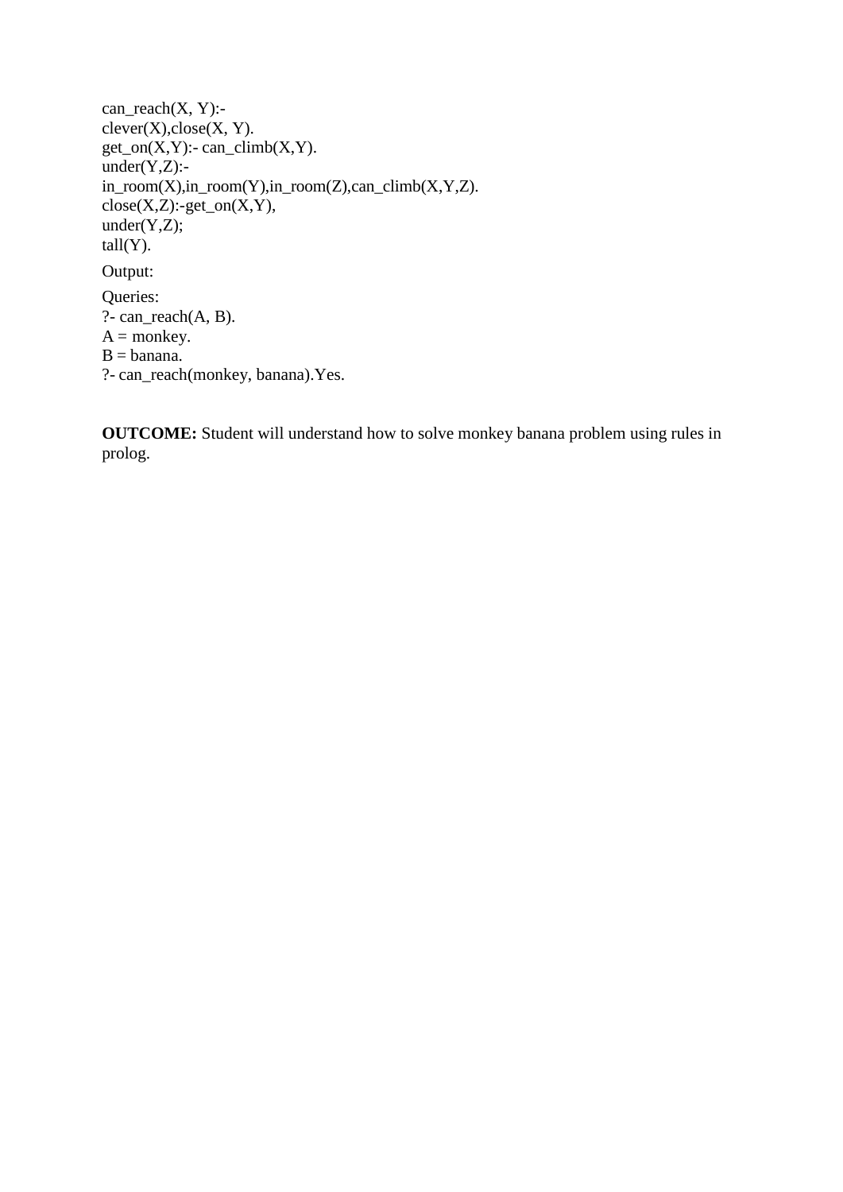```
can_reach(X, Y):-
clever(X),close(X, Y).
get_on(X,Y):- can_climb(X,Y).
under(Y,Z):-
in_room(X),in_room(Y),in_room(Z),can_climb(X,Y,Z).
close(X,Z):-get_on(X,Y),
under(Y,Z);
tall(Y).
```

Output:

Queries:

```
?- can_reach(A, B).
A = monkey.
B = banana.
?- can_reach(monkey, banana).Yes.
```

**OUTCOME:** Student will understand how to solve monkey banana problem using rules in prolog.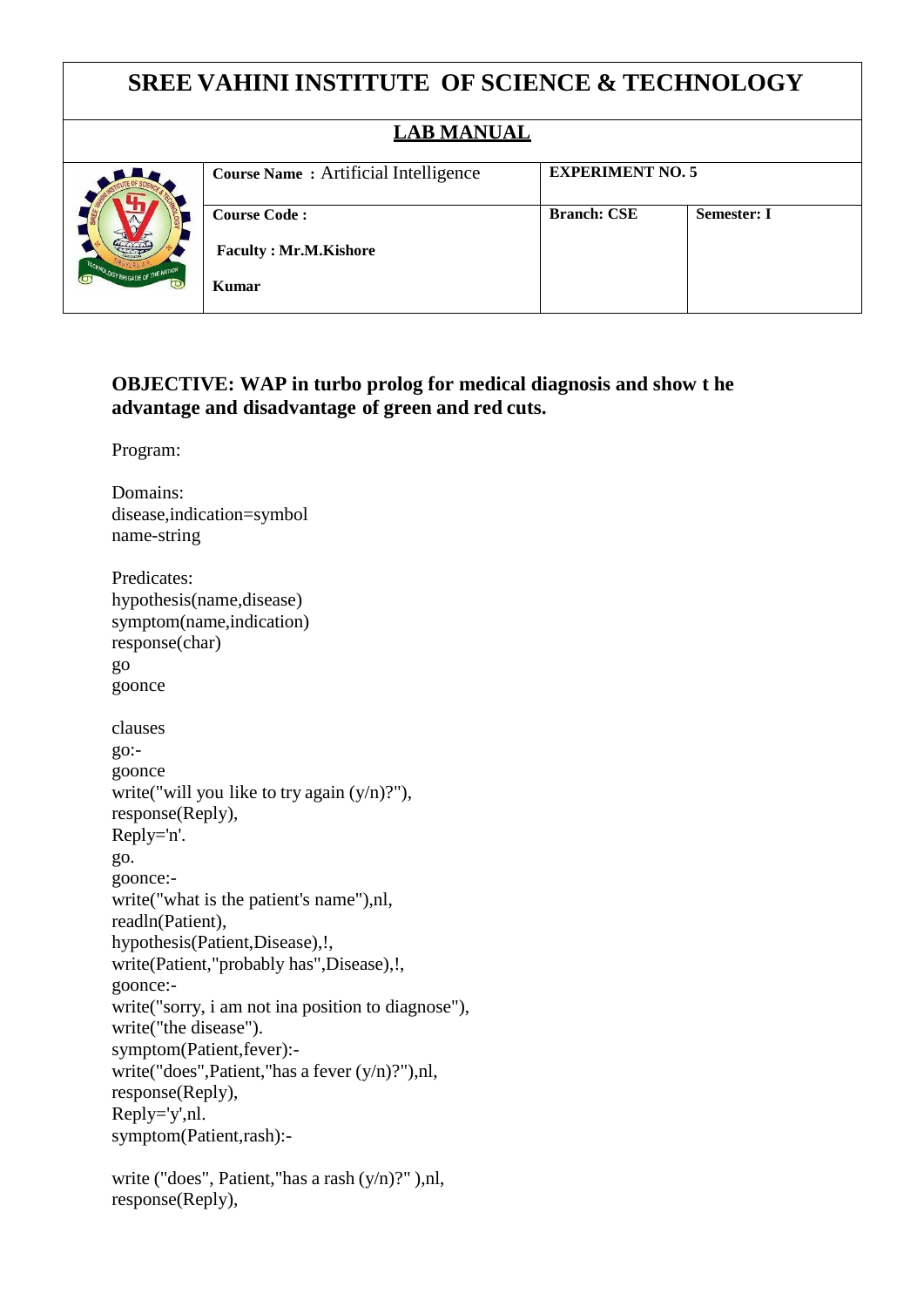# SREE VAHINI INSTITUTE OF SCIENCE & TECHNOLOGY

## LAB MANUAL

| | Course Name : Artificial Intelligence | EXPERIMENT NO. 5 | |
|---|---|---|---|
| | **Course Code :** <br> **Faculty : Mr.M.Kishore Kumar** | **Branch: CSE** | **Semester: I** |

**OBJECTIVE: WAP in turbo prolog for medical diagnosis and show t he advantage and disadvantage of green and red cuts.**

Program:

```
Domains:
disease,indication=symbol
name-string

Predicates:
hypothesis(name,disease)
symptom(name,indication)
response(char)
go
goonce

clauses
go:-
goonce
write("will you like to try again (y/n)?"),
response(Reply),
Reply='n'.
go.
goonce:-
write("what is the patient's name"),nl,
readln(Patient),
hypothesis(Patient,Disease),!,
write(Patient,"probably has",Disease),!,
goonce:-
write("sorry, i am not ina position to diagnose"),
write("the disease").
symptom(Patient,fever):-
write("does",Patient,"has a fever (y/n)?"),nl,
response(Reply),
Reply='y',nl.
symptom(Patient,rash):-

write ("does", Patient,"has a rash (y/n)?" ),nl,
response(Reply),
```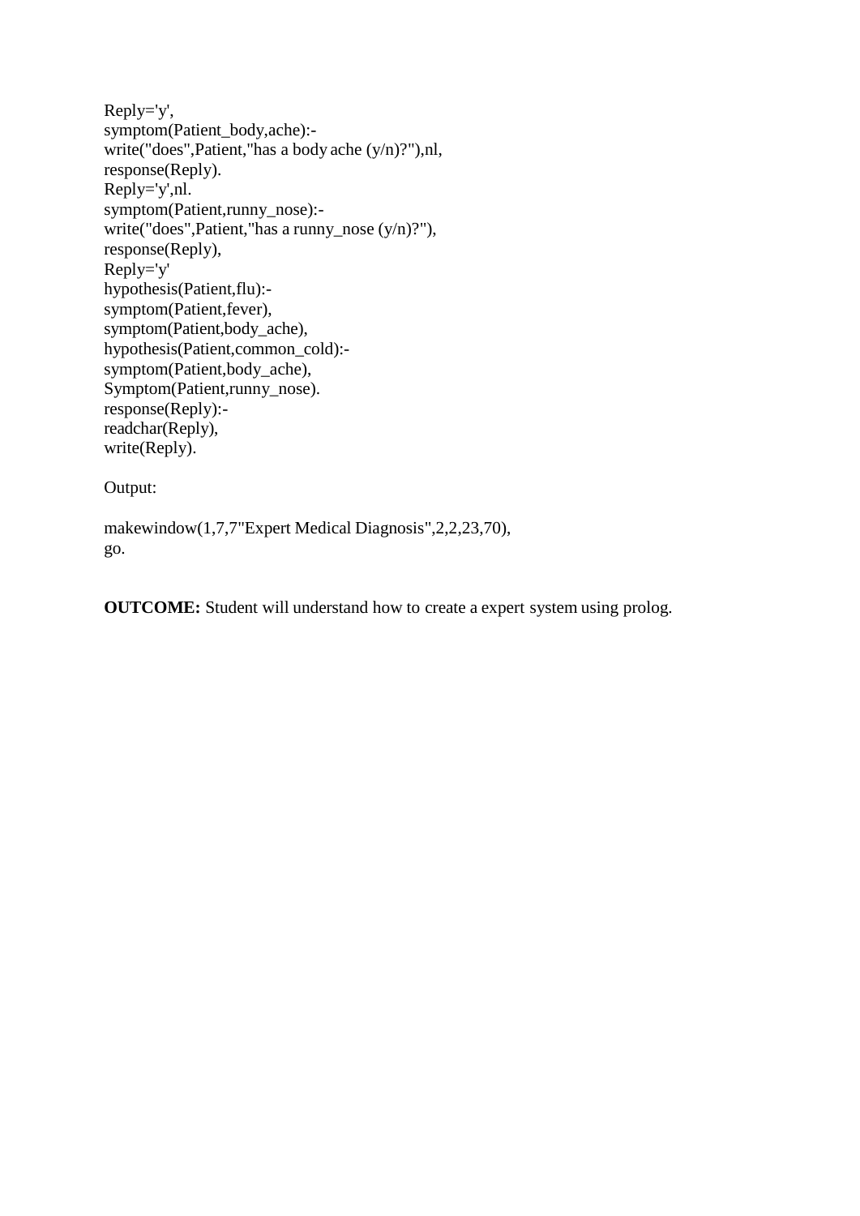```
Reply='y',
symptom(Patient_body,ache):-
write("does",Patient,"has a body ache (y/n)?"),nl,
response(Reply).
Reply='y',nl.
symptom(Patient,runny_nose):-
write("does",Patient,"has a runny_nose (y/n)?"),
response(Reply),
Reply='y'
hypothesis(Patient,flu):-
symptom(Patient,fever),
symptom(Patient,body_ache),
hypothesis(Patient,common_cold):-
symptom(Patient,body_ache),
Symptom(Patient,runny_nose).
response(Reply):-
readchar(Reply),
write(Reply).
```

Output:

```
makewindow(1,7,7"Expert Medical Diagnosis",2,2,23,70),
go.
```

**OUTCOME:** Student will understand how to create a expert system using prolog.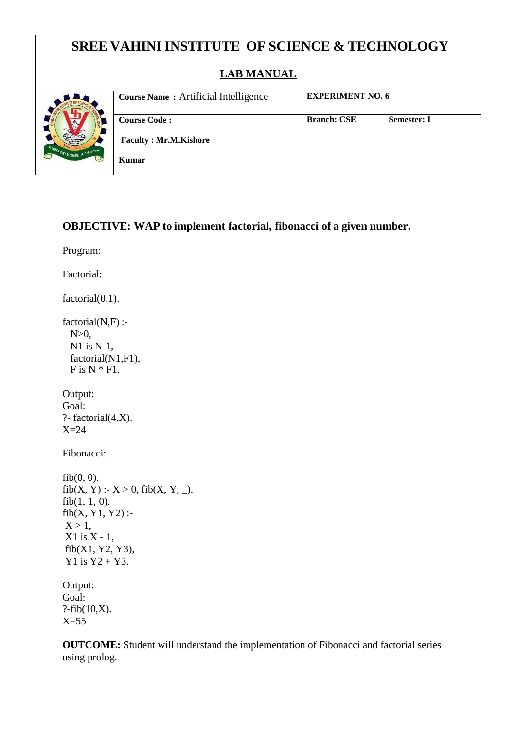# SREE VAHINI INSTITUTE OF SCIENCE & TECHNOLOGY

## LAB MANUAL

| | Course Name : Artificial Intelligence | EXPERIMENT NO. 6 | |
|---|---|---|---|
| | **Course Code :** <br> **Faculty : Mr.M.Kishore Kumar** | **Branch: CSE** | **Semester: I** |

**OBJECTIVE: WAP to implement factorial, fibonacci of a given number.**

Program:

Factorial:

```
factorial(0,1).

factorial(N,F) :-
  N>0,
  N1 is N-1,
  factorial(N1,F1),
  F is N * F1.
```

Output:
Goal:
?- factorial(4,X).
X=24

Fibonacci:

```
fib(0, 0).
fib(X, Y) :- X > 0, fib(X, Y, _).
fib(1, 1, 0).
fib(X, Y1, Y2) :-
 X > 1,
 X1 is X - 1,
 fib(X1, Y2, Y3),
 Y1 is Y2 + Y3.
```

Output:
Goal:
?-fib(10,X).
X=55

**OUTCOME:** Student will understand the implementation of Fibonacci and factorial series using prolog.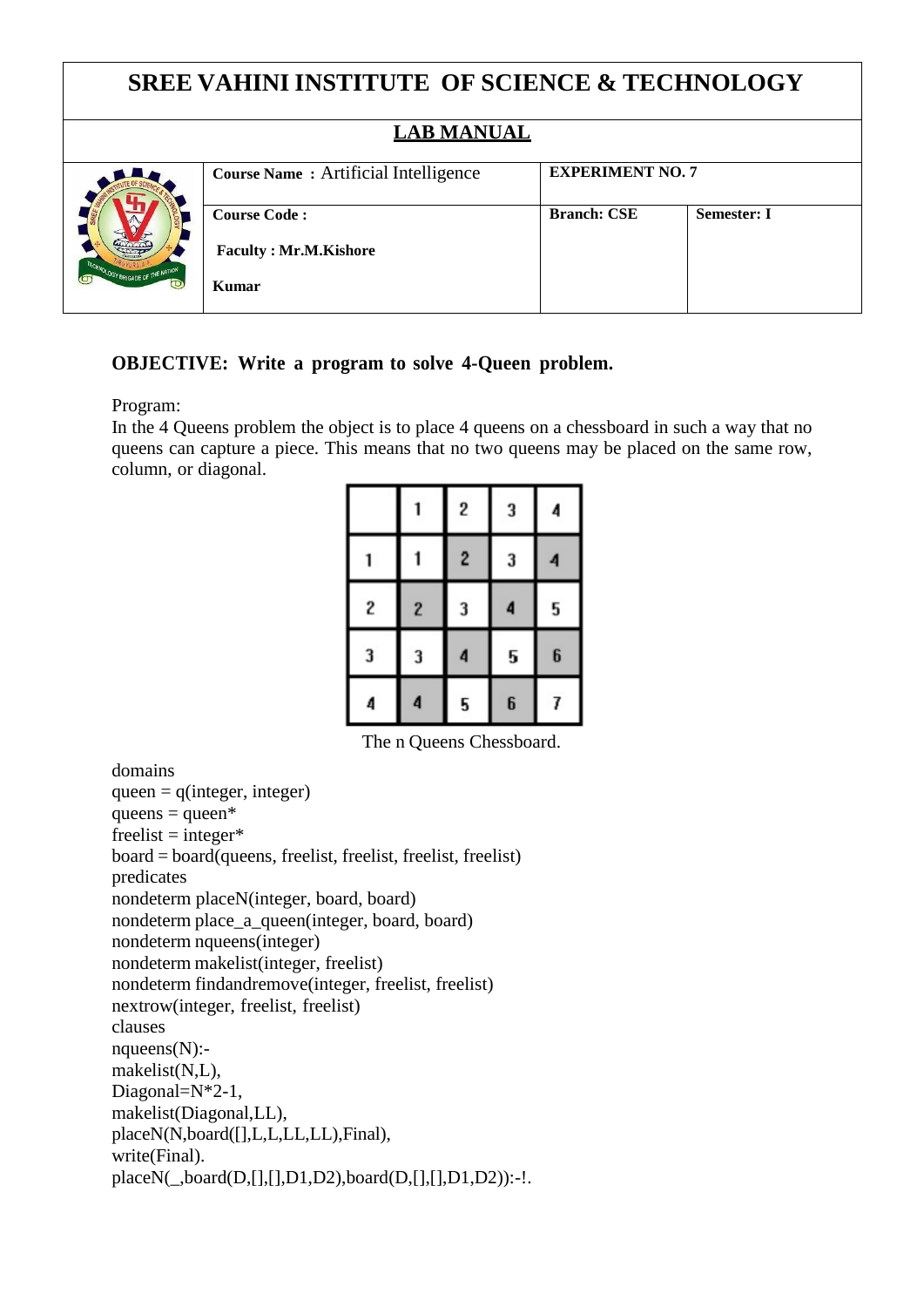# SREE VAHINI INSTITUTE OF SCIENCE & TECHNOLOGY

## LAB MANUAL

| | Course Name : Artificial Intelligence | EXPERIMENT NO. 7 | |
|---|---|---|---|
| | **Course Code :** **Faculty : Mr.M.Kishore Kumar** | **Branch: CSE** | **Semester: I** |

**OBJECTIVE: Write a program to solve 4-Queen problem.**

Program:

In the 4 Queens problem the object is to place 4 queens on a chessboard in such a way that no queens can capture a piece. This means that no two queens may be placed on the same row, column, or diagonal.

| | 1 | 2 | 3 | 4 |
|---|---|---|---|---|
| 1 | 1 | 2 | 3 | 4 |
| 2 | 2 | 3 | 4 | 5 |
| 3 | 3 | 4 | 5 | 6 |
| 4 | 4 | 5 | 6 | 7 |

The n Queens Chessboard.

```
domains
queen = q(integer, integer)
queens = queen*
freelist = integer*
board = board(queens, freelist, freelist, freelist, freelist)
predicates
nondeterm placeN(integer, board, board)
nondeterm place_a_queen(integer, board, board)
nondeterm nqueens(integer)
nondeterm makelist(integer, freelist)
nondeterm findandremove(integer, freelist, freelist)
nextrow(integer, freelist, freelist)
clauses
nqueens(N):-
makelist(N,L),
Diagonal=N*2-1,
makelist(Diagonal,LL),
placeN(N,board([],L,L,LL,LL),Final),
write(Final).
placeN(_,board(D,[],[],D1,D2),board(D,[],[],D1,D2)):-!.
```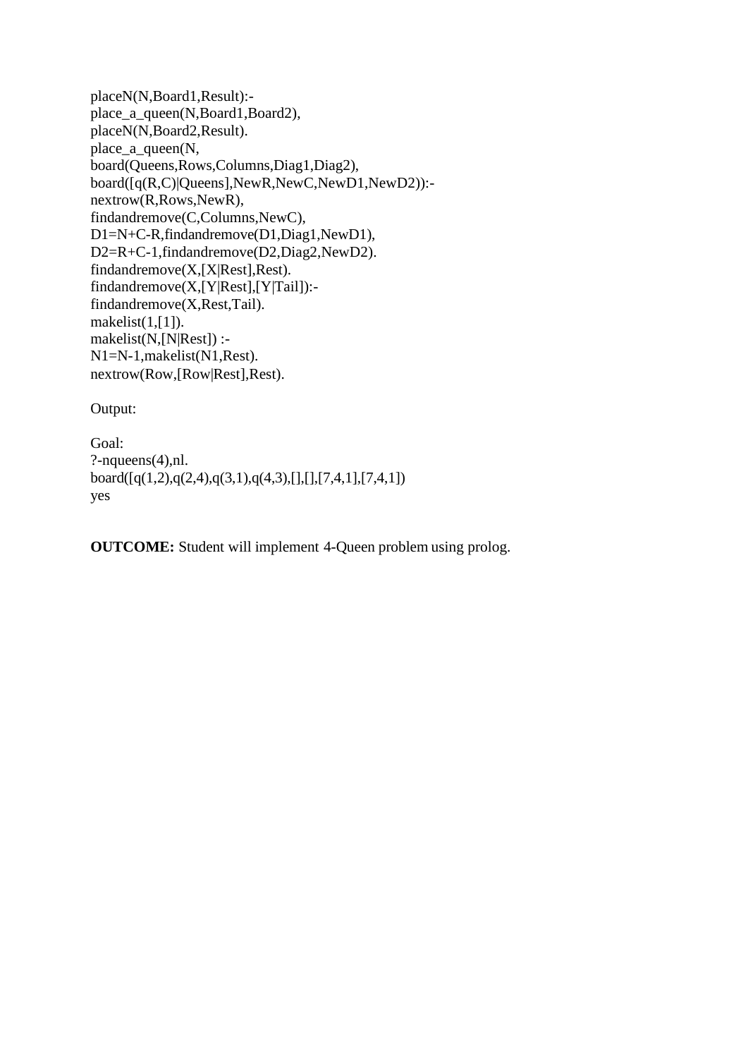```
placeN(N,Board1,Result):-
place_a_queen(N,Board1,Board2),
placeN(N,Board2,Result).
place_a_queen(N,
board(Queens,Rows,Columns,Diag1,Diag2),
board([q(R,C)|Queens],NewR,NewC,NewD1,NewD2)):-
nextrow(R,Rows,NewR),
findandremove(C,Columns,NewC),
D1=N+C-R,findandremove(D1,Diag1,NewD1),
D2=R+C-1,findandremove(D2,Diag2,NewD2).
findandremove(X,[X|Rest],Rest).
findandremove(X,[Y|Rest],[Y|Tail]):-
findandremove(X,Rest,Tail).
makelist(1,[1]).
makelist(N,[N|Rest]) :-
N1=N-1,makelist(N1,Rest).
nextrow(Row,[Row|Rest],Rest).
```

Output:

```
Goal:
?-nqueens(4),nl.
board([q(1,2),q(2,4),q(3,1),q(4,3),[],[],[7,4,1],[7,4,1])
yes
```

**OUTCOME:** Student will implement 4-Queen problem using prolog.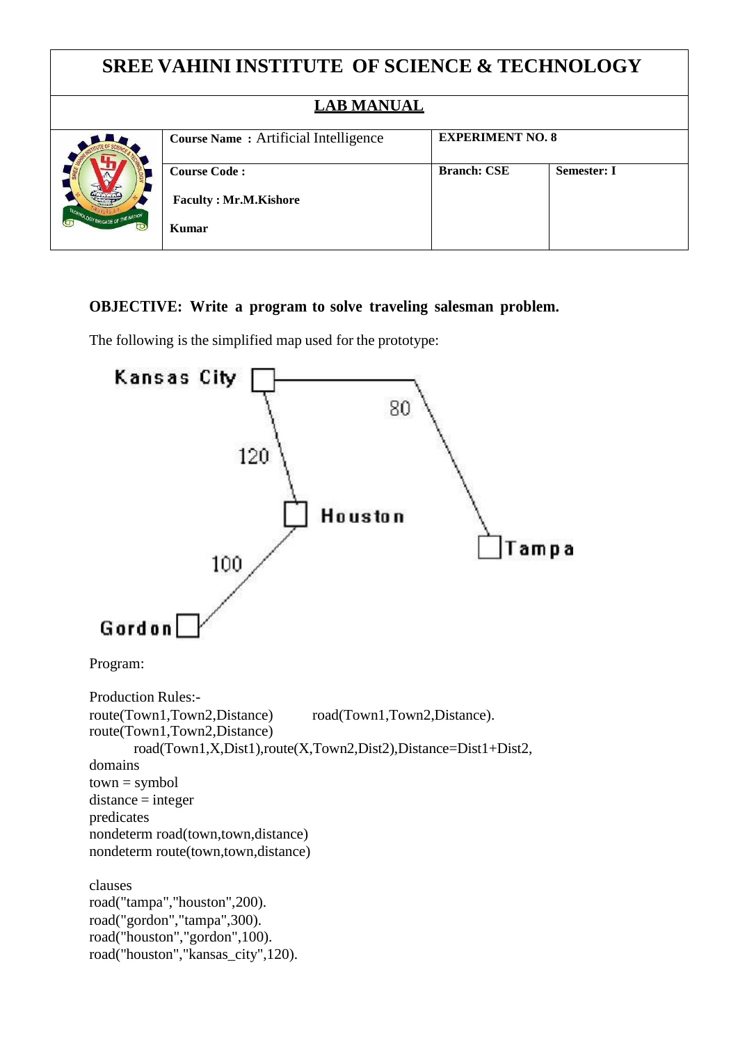# SREE VAHINI INSTITUTE OF SCIENCE & TECHNOLOGY

## LAB MANUAL

| | Course Name : Artificial Intelligence | EXPERIMENT NO. 8 | |
|---|---|---|---|
| | Course Code : <br> Faculty : Mr.M.Kishore Kumar | Branch: CSE | Semester: I |

**OBJECTIVE: Write a program to solve traveling salesman problem.**

The following is the simplified map used for the prototype:

Kansas City
80
120
Houston
Tampa
100
Gordon

Program:

Production Rules:-

```
route(Town1,Town2,Distance)         road(Town1,Town2,Distance).
route(Town1,Town2,Distance)
        road(Town1,X,Dist1),route(X,Town2,Dist2),Distance=Dist1+Dist2,
domains
town = symbol
distance = integer
predicates
nondeterm road(town,town,distance)
nondeterm route(town,town,distance)

clauses
road("tampa","houston",200).
road("gordon","tampa",300).
road("houston","gordon",100).
road("houston","kansas_city",120).
```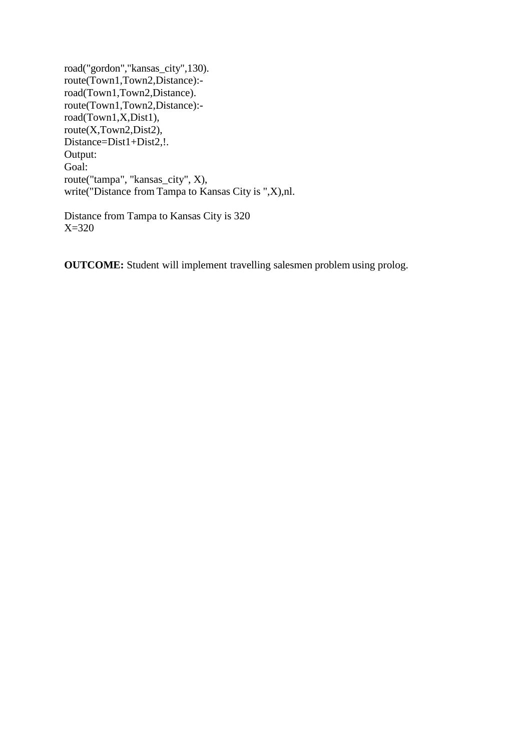```
road("gordon","kansas_city",130).
route(Town1,Town2,Distance):-
road(Town1,Town2,Distance).
route(Town1,Town2,Distance):-
road(Town1,X,Dist1),
route(X,Town2,Dist2),
Distance=Dist1+Dist2,!.
```

Output:

Goal:

```
route("tampa", "kansas_city", X),
write("Distance from Tampa to Kansas City is ",X),nl.
```

```
Distance from Tampa to Kansas City is 320
X=320
```

**OUTCOME:** Student will implement travelling salesmen problem using prolog.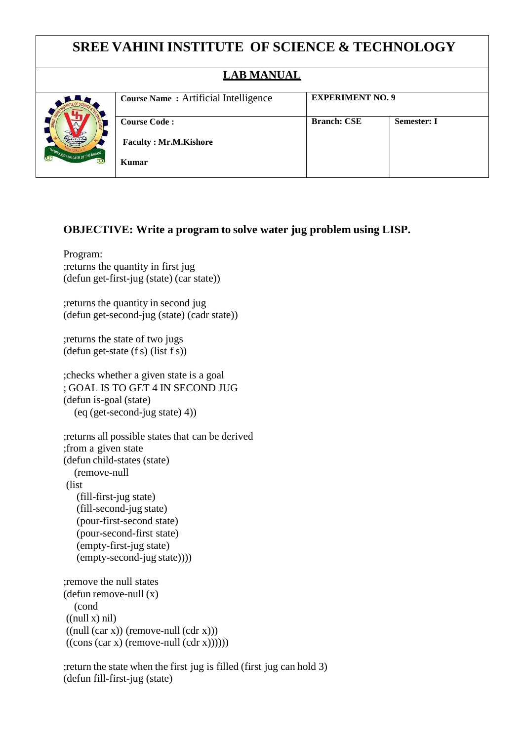# SREE VAHINI INSTITUTE OF SCIENCE & TECHNOLOGY

## LAB MANUAL

| | Course Name : Artificial Intelligence | EXPERIMENT NO. 9 | |
|---|---|---|---|
| | Course Code : Faculty : Mr.M.Kishore Kumar | Branch: CSE | Semester: I |

**OBJECTIVE: Write a program to solve water jug problem using LISP.**

Program:

```
;returns the quantity in first jug
(defun get-first-jug (state) (car state))

;returns the quantity in second jug
(defun get-second-jug (state) (cadr state))

;returns the state of two jugs
(defun get-state (f s) (list f s))

;checks whether a given state is a goal
; GOAL IS TO GET 4 IN SECOND JUG
(defun is-goal (state)
   (eq (get-second-jug state) 4))

;returns all possible states that can be derived
;from a given state
(defun child-states (state)
   (remove-null
 (list
    (fill-first-jug state)
    (fill-second-jug state)
    (pour-first-second state)
    (pour-second-first state)
    (empty-first-jug state)
    (empty-second-jug state))))

;remove the null states
(defun remove-null (x)
   (cond
 ((null x) nil)
 ((null (car x)) (remove-null (cdr x)))
 ((cons (car x) (remove-null (cdr x))))))

;return the state when the first jug is filled (first jug can hold 3)
(defun fill-first-jug (state)
```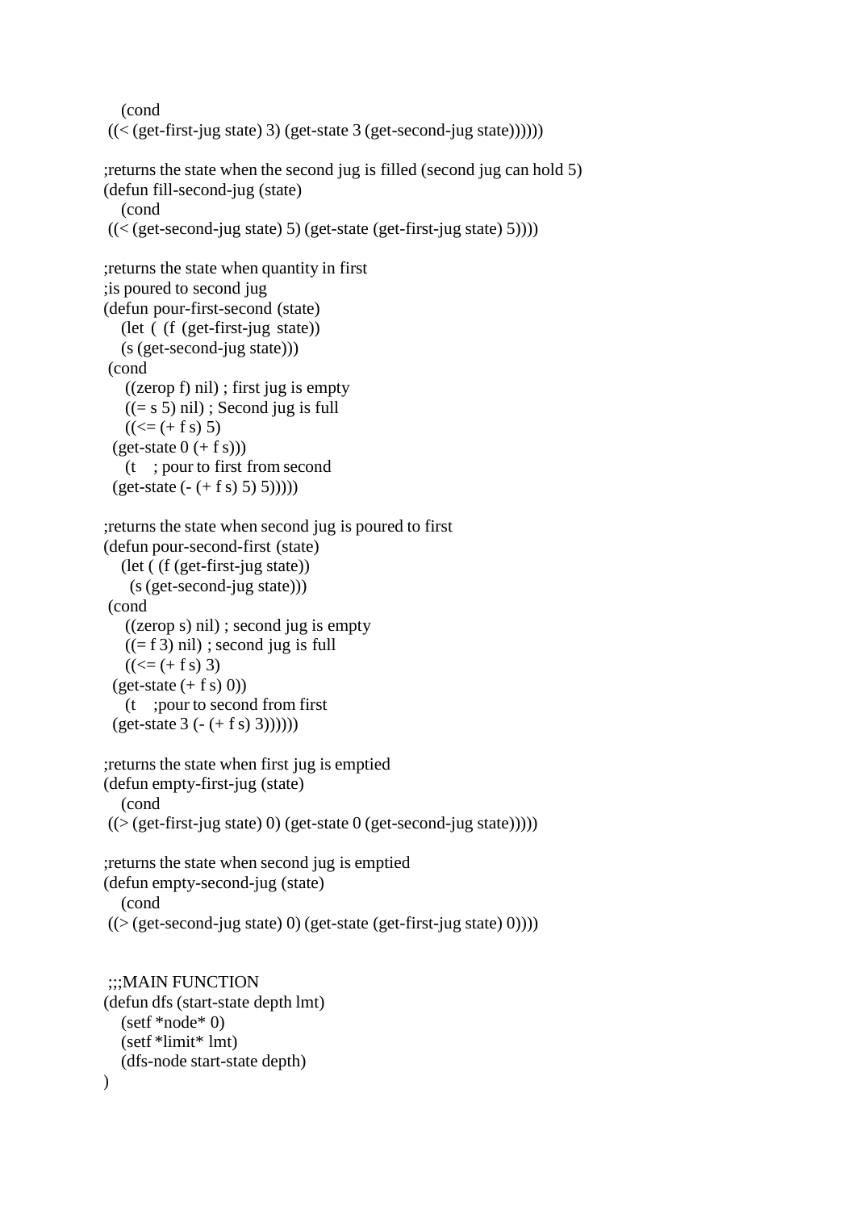```lisp
    (cond
 ((< (get-first-jug state) 3) (get-state 3 (get-second-jug state))))))

;returns the state when the second jug is filled (second jug can hold 5)
(defun fill-second-jug (state)
    (cond
 ((< (get-second-jug state) 5) (get-state (get-first-jug state) 5))))

;returns the state when quantity in first
;is poured to second jug
(defun pour-first-second (state)
    (let ( (f (get-first-jug state))
    (s (get-second-jug state)))
 (cond
     ((zerop f) nil) ; first jug is empty
     ((= s 5) nil) ; Second jug is full
     ((<= (+ f s) 5)
  (get-state 0 (+ f s)))
     (t    ; pour to first from second
  (get-state (- (+ f s) 5) 5)))))

;returns the state when second jug is poured to first
(defun pour-second-first (state)
    (let ( (f (get-first-jug state))
      (s (get-second-jug state)))
 (cond
     ((zerop s) nil) ; second jug is empty
     ((= f 3) nil) ; second jug is full
     ((<= (+ f s) 3)
  (get-state (+ f s) 0))
     (t    ;pour to second from first
  (get-state 3 (- (+ f s) 3))))))

;returns the state when first jug is emptied
(defun empty-first-jug (state)
    (cond
 ((> (get-first-jug state) 0) (get-state 0 (get-second-jug state)))))

;returns the state when second jug is emptied
(defun empty-second-jug (state)
    (cond
 ((> (get-second-jug state) 0) (get-state (get-first-jug state) 0))))


 ;;;MAIN FUNCTION
(defun dfs (start-state depth lmt)
    (setf *node* 0)
    (setf *limit* lmt)
    (dfs-node start-state depth)
)
```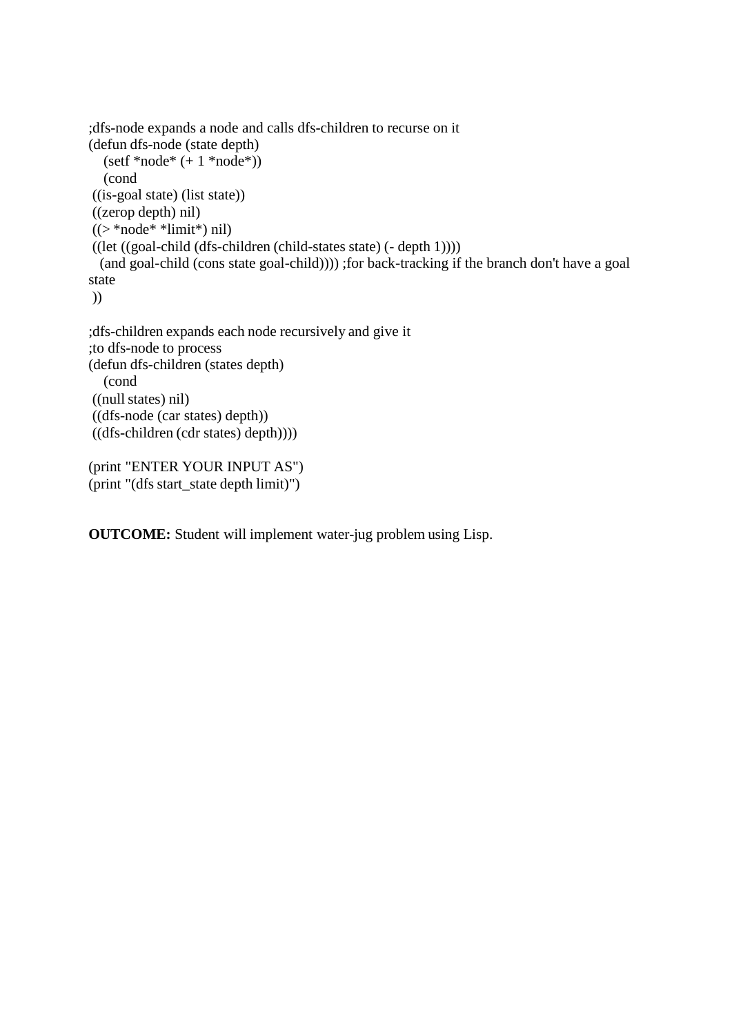```lisp
;dfs-node expands a node and calls dfs-children to recurse on it
(defun dfs-node (state depth)
    (setf *node* (+ 1 *node*))
    (cond
 ((is-goal state) (list state))
 ((zerop depth) nil)
 ((> *node* *limit*) nil)
 ((let ((goal-child (dfs-children (child-states state) (- depth 1))))
   (and goal-child (cons state goal-child)))) ;for back-tracking if the branch don't have a goal state
 ))

;dfs-children expands each node recursively and give it
;to dfs-node to process
(defun dfs-children (states depth)
    (cond
 ((null states) nil)
 ((dfs-node (car states) depth))
 ((dfs-children (cdr states) depth))))

(print "ENTER YOUR INPUT AS")
(print "(dfs start_state depth limit)")
```

**OUTCOME:** Student will implement water-jug problem using Lisp.